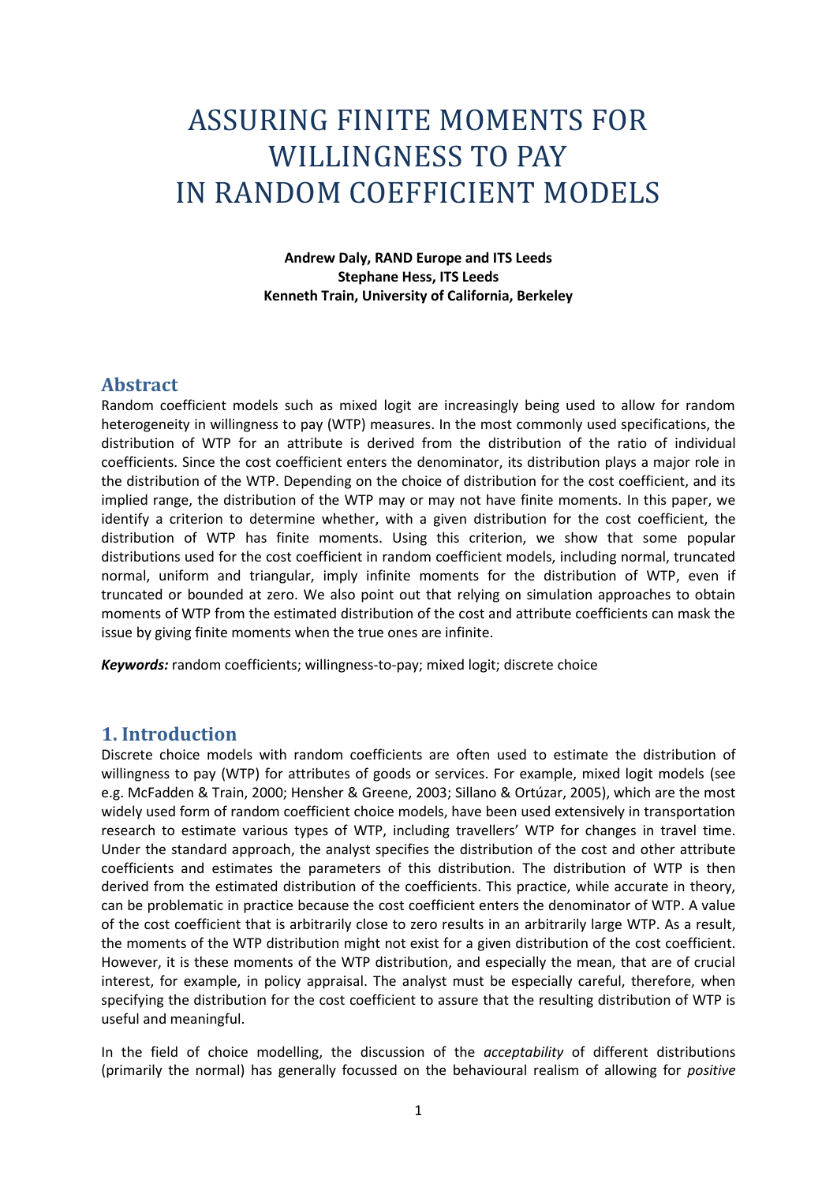# ASSURING FINITE MOMENTS FOR WILLINGNESS TO PAY IN RANDOM COEFFICIENT MODELS

**Andrew Daly, RAND Europe and ITS Leeds**
**Stephane Hess, ITS Leeds**
**Kenneth Train, University of California, Berkeley**

## Abstract

Random coefficient models such as mixed logit are increasingly being used to allow for random heterogeneity in willingness to pay (WTP) measures. In the most commonly used specifications, the distribution of WTP for an attribute is derived from the distribution of the ratio of individual coefficients. Since the cost coefficient enters the denominator, its distribution plays a major role in the distribution of the WTP. Depending on the choice of distribution for the cost coefficient, and its implied range, the distribution of the WTP may or may not have finite moments. In this paper, we identify a criterion to determine whether, with a given distribution for the cost coefficient, the distribution of WTP has finite moments. Using this criterion, we show that some popular distributions used for the cost coefficient in random coefficient models, including normal, truncated normal, uniform and triangular, imply infinite moments for the distribution of WTP, even if truncated or bounded at zero. We also point out that relying on simulation approaches to obtain moments of WTP from the estimated distribution of the cost and attribute coefficients can mask the issue by giving finite moments when the true ones are infinite.

***Keywords:*** random coefficients; willingness-to-pay; mixed logit; discrete choice

## 1. Introduction

Discrete choice models with random coefficients are often used to estimate the distribution of willingness to pay (WTP) for attributes of goods or services. For example, mixed logit models (see e.g. McFadden & Train, 2000; Hensher & Greene, 2003; Sillano & Ortúzar, 2005), which are the most widely used form of random coefficient choice models, have been used extensively in transportation research to estimate various types of WTP, including travellers' WTP for changes in travel time. Under the standard approach, the analyst specifies the distribution of the cost and other attribute coefficients and estimates the parameters of this distribution. The distribution of WTP is then derived from the estimated distribution of the coefficients. This practice, while accurate in theory, can be problematic in practice because the cost coefficient enters the denominator of WTP. A value of the cost coefficient that is arbitrarily close to zero results in an arbitrarily large WTP. As a result, the moments of the WTP distribution might not exist for a given distribution of the cost coefficient. However, it is these moments of the WTP distribution, and especially the mean, that are of crucial interest, for example, in policy appraisal. The analyst must be especially careful, therefore, when specifying the distribution for the cost coefficient to assure that the resulting distribution of WTP is useful and meaningful.

In the field of choice modelling, the discussion of the *acceptability* of different distributions (primarily the normal) has generally focussed on the behavioural realism of allowing for *positive*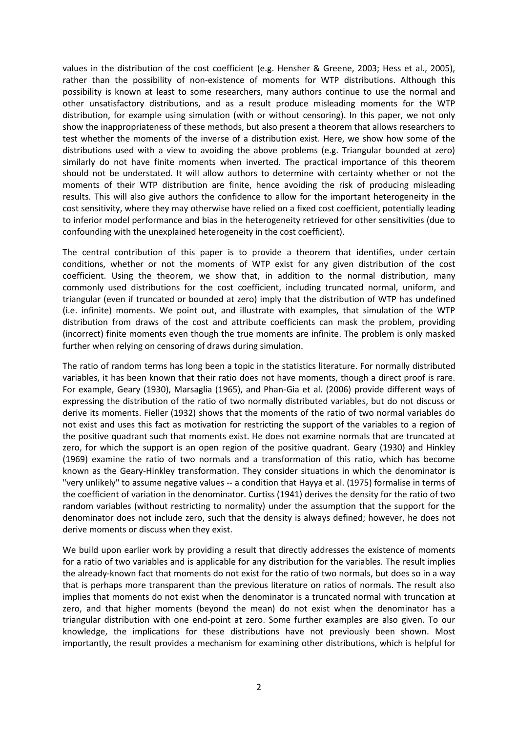values in the distribution of the cost coefficient (e.g. Hensher & Greene, 2003; Hess et al., 2005), rather than the possibility of non-existence of moments for WTP distributions. Although this possibility is known at least to some researchers, many authors continue to use the normal and other unsatisfactory distributions, and as a result produce misleading moments for the WTP distribution, for example using simulation (with or without censoring). In this paper, we not only show the inappropriateness of these methods, but also present a theorem that allows researchers to test whether the moments of the inverse of a distribution exist. Here, we show how some of the distributions used with a view to avoiding the above problems (e.g. Triangular bounded at zero) similarly do not have finite moments when inverted. The practical importance of this theorem should not be understated. It will allow authors to determine with certainty whether or not the moments of their WTP distribution are finite, hence avoiding the risk of producing misleading results. This will also give authors the confidence to allow for the important heterogeneity in the cost sensitivity, where they may otherwise have relied on a fixed cost coefficient, potentially leading to inferior model performance and bias in the heterogeneity retrieved for other sensitivities (due to confounding with the unexplained heterogeneity in the cost coefficient).

The central contribution of this paper is to provide a theorem that identifies, under certain conditions, whether or not the moments of WTP exist for any given distribution of the cost coefficient. Using the theorem, we show that, in addition to the normal distribution, many commonly used distributions for the cost coefficient, including truncated normal, uniform, and triangular (even if truncated or bounded at zero) imply that the distribution of WTP has undefined (i.e. infinite) moments. We point out, and illustrate with examples, that simulation of the WTP distribution from draws of the cost and attribute coefficients can mask the problem, providing (incorrect) finite moments even though the true moments are infinite. The problem is only masked further when relying on censoring of draws during simulation.

The ratio of random terms has long been a topic in the statistics literature. For normally distributed variables, it has been known that their ratio does not have moments, though a direct proof is rare. For example, Geary (1930), Marsaglia (1965), and Phan-Gia et al. (2006) provide different ways of expressing the distribution of the ratio of two normally distributed variables, but do not discuss or derive its moments. Fieller (1932) shows that the moments of the ratio of two normal variables do not exist and uses this fact as motivation for restricting the support of the variables to a region of the positive quadrant such that moments exist. He does not examine normals that are truncated at zero, for which the support is an open region of the positive quadrant. Geary (1930) and Hinkley (1969) examine the ratio of two normals and a transformation of this ratio, which has become known as the Geary-Hinkley transformation. They consider situations in which the denominator is "very unlikely" to assume negative values -- a condition that Hayya et al. (1975) formalise in terms of the coefficient of variation in the denominator. Curtiss (1941) derives the density for the ratio of two random variables (without restricting to normality) under the assumption that the support for the denominator does not include zero, such that the density is always defined; however, he does not derive moments or discuss when they exist.

We build upon earlier work by providing a result that directly addresses the existence of moments for a ratio of two variables and is applicable for any distribution for the variables. The result implies the already-known fact that moments do not exist for the ratio of two normals, but does so in a way that is perhaps more transparent than the previous literature on ratios of normals. The result also implies that moments do not exist when the denominator is a truncated normal with truncation at zero, and that higher moments (beyond the mean) do not exist when the denominator has a triangular distribution with one end-point at zero. Some further examples are also given. To our knowledge, the implications for these distributions have not previously been shown. Most importantly, the result provides a mechanism for examining other distributions, which is helpful for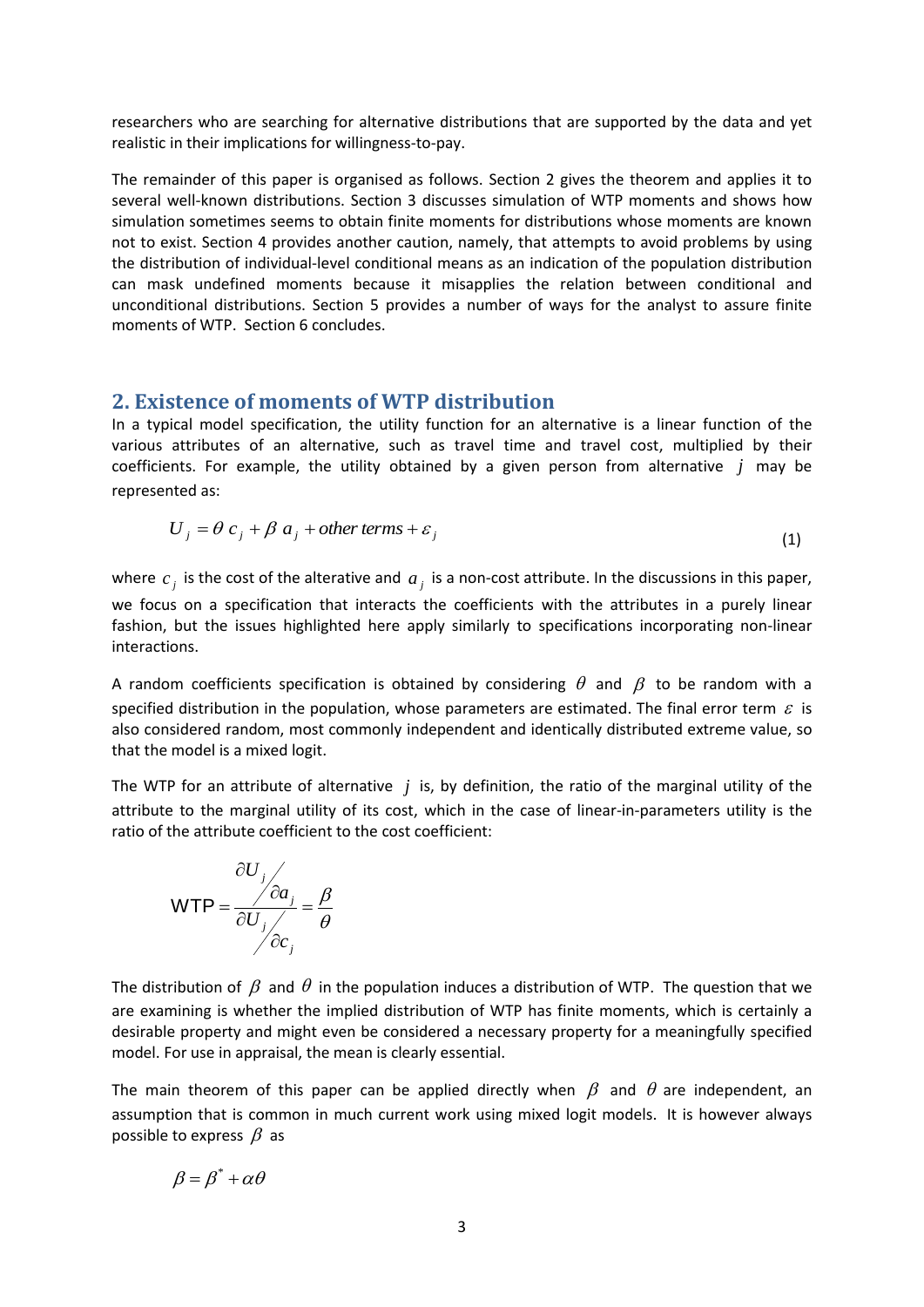researchers who are searching for alternative distributions that are supported by the data and yet realistic in their implications for willingness-to-pay.

The remainder of this paper is organised as follows. Section 2 gives the theorem and applies it to several well-known distributions. Section 3 discusses simulation of WTP moments and shows how simulation sometimes seems to obtain finite moments for distributions whose moments are known not to exist. Section 4 provides another caution, namely, that attempts to avoid problems by using the distribution of individual-level conditional means as an indication of the population distribution can mask undefined moments because it misapplies the relation between conditional and unconditional distributions. Section 5 provides a number of ways for the analyst to assure finite moments of WTP. Section 6 concludes.

## 2. Existence of moments of WTP distribution

In a typical model specification, the utility function for an alternative is a linear function of the various attributes of an alternative, such as travel time and travel cost, multiplied by their coefficients. For example, the utility obtained by a given person from alternative $j$ may be represented as:

$$U_j = \theta\, c_j + \beta\, a_j + \textit{other terms} + \varepsilon_j \tag{1}$$

where $c_j$ is the cost of the alterative and $a_j$ is a non-cost attribute. In the discussions in this paper, we focus on a specification that interacts the coefficients with the attributes in a purely linear fashion, but the issues highlighted here apply similarly to specifications incorporating non-linear interactions.

A random coefficients specification is obtained by considering $\theta$ and $\beta$ to be random with a specified distribution in the population, whose parameters are estimated. The final error term $\varepsilon$ is also considered random, most commonly independent and identically distributed extreme value, so that the model is a mixed logit.

The WTP for an attribute of alternative $j$ is, by definition, the ratio of the marginal utility of the attribute to the marginal utility of its cost, which in the case of linear-in-parameters utility is the ratio of the attribute coefficient to the cost coefficient:

$$\text{WTP} = \frac{\partial U_j / \partial a_j}{\partial U_j / \partial c_j} = \frac{\beta}{\theta}$$

The distribution of $\beta$ and $\theta$ in the population induces a distribution of WTP. The question that we are examining is whether the implied distribution of WTP has finite moments, which is certainly a desirable property and might even be considered a necessary property for a meaningfully specified model. For use in appraisal, the mean is clearly essential.

The main theorem of this paper can be applied directly when $\beta$ and $\theta$ are independent, an assumption that is common in much current work using mixed logit models. It is however always possible to express $\beta$ as

$$\beta = \beta^{*} + \alpha\theta$$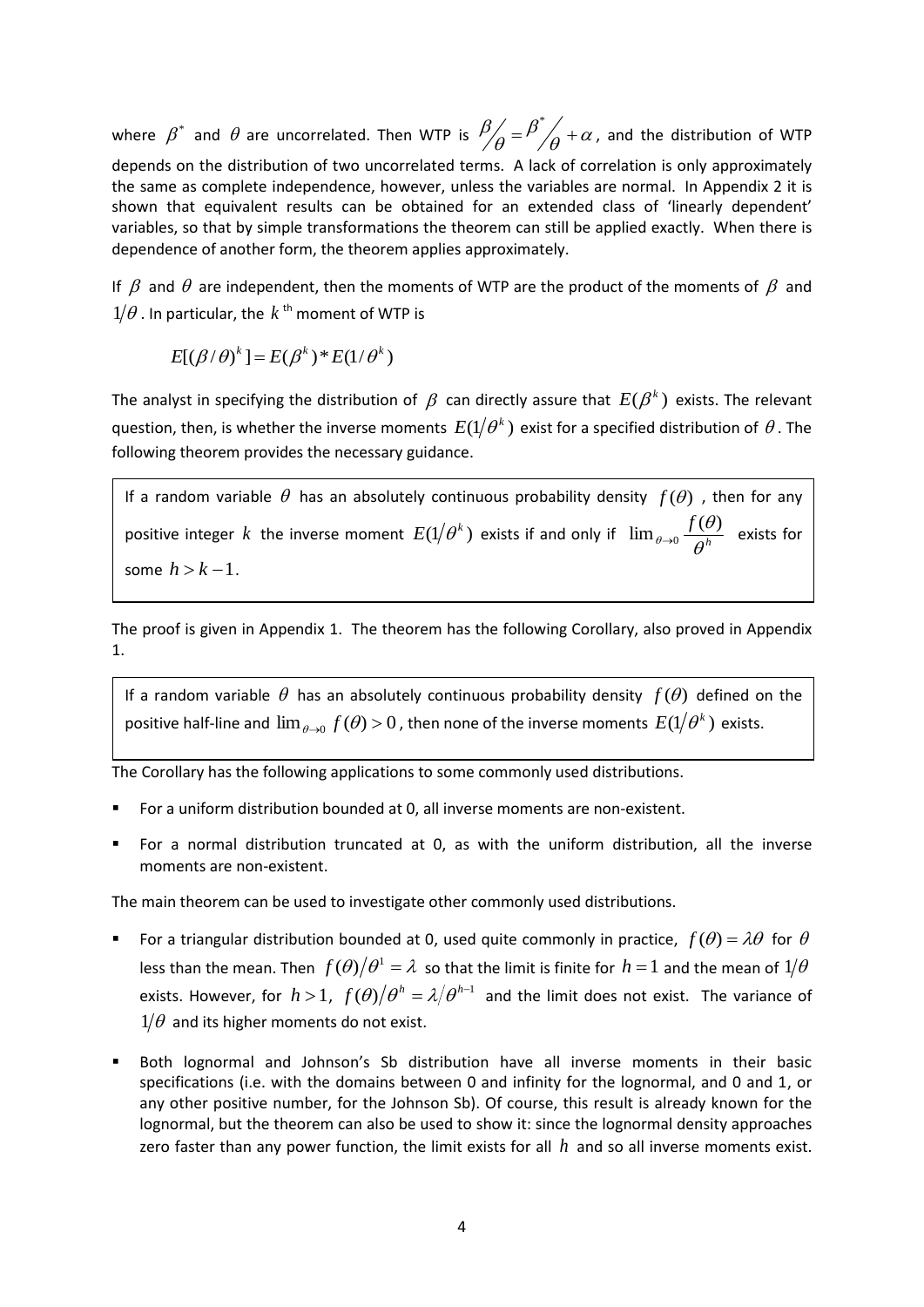where $\beta^*$ and $\theta$ are uncorrelated. Then WTP is $\beta/\theta = \beta^*/\theta + \alpha$, and the distribution of WTP depends on the distribution of two uncorrelated terms. A lack of correlation is only approximately the same as complete independence, however, unless the variables are normal. In Appendix 2 it is shown that equivalent results can be obtained for an extended class of 'linearly dependent' variables, so that by simple transformations the theorem can still be applied exactly. When there is dependence of another form, the theorem applies approximately.

If $\beta$ and $\theta$ are independent, then the moments of WTP are the product of the moments of $\beta$ and $1/\theta$. In particular, the $k$ th moment of WTP is

$$E[(\beta/\theta)^k] = E(\beta^k) * E(1/\theta^k)$$

The analyst in specifying the distribution of $\beta$ can directly assure that $E(\beta^k)$ exists. The relevant question, then, is whether the inverse moments $E(1/\theta^k)$ exist for a specified distribution of $\theta$. The following theorem provides the necessary guidance.

> If a random variable $\theta$ has an absolutely continuous probability density $f(\theta)$, then for any positive integer $k$ the inverse moment $E(1/\theta^k)$ exists if and only if $\lim_{\theta \to 0} \frac{f(\theta)}{\theta^h}$ exists for some $h > k-1$.

The proof is given in Appendix 1. The theorem has the following Corollary, also proved in Appendix 1.

> If a random variable $\theta$ has an absolutely continuous probability density $f(\theta)$ defined on the positive half-line and $\lim_{\theta \to 0} f(\theta) > 0$, then none of the inverse moments $E(1/\theta^k)$ exists.

The Corollary has the following applications to some commonly used distributions.

- For a uniform distribution bounded at 0, all inverse moments are non-existent.
- For a normal distribution truncated at 0, as with the uniform distribution, all the inverse moments are non-existent.

The main theorem can be used to investigate other commonly used distributions.

- For a triangular distribution bounded at 0, used quite commonly in practice, $f(\theta) = \lambda\theta$ for $\theta$ less than the mean. Then $f(\theta)/\theta^1 = \lambda$ so that the limit is finite for $h = 1$ and the mean of $1/\theta$ exists. However, for $h > 1$, $f(\theta)/\theta^h = \lambda/\theta^{h-1}$ and the limit does not exist. The variance of $1/\theta$ and its higher moments do not exist.
- Both lognormal and Johnson's Sb distribution have all inverse moments in their basic specifications (i.e. with the domains between 0 and infinity for the lognormal, and 0 and 1, or any other positive number, for the Johnson Sb). Of course, this result is already known for the lognormal, but the theorem can also be used to show it: since the lognormal density approaches zero faster than any power function, the limit exists for all $h$ and so all inverse moments exist.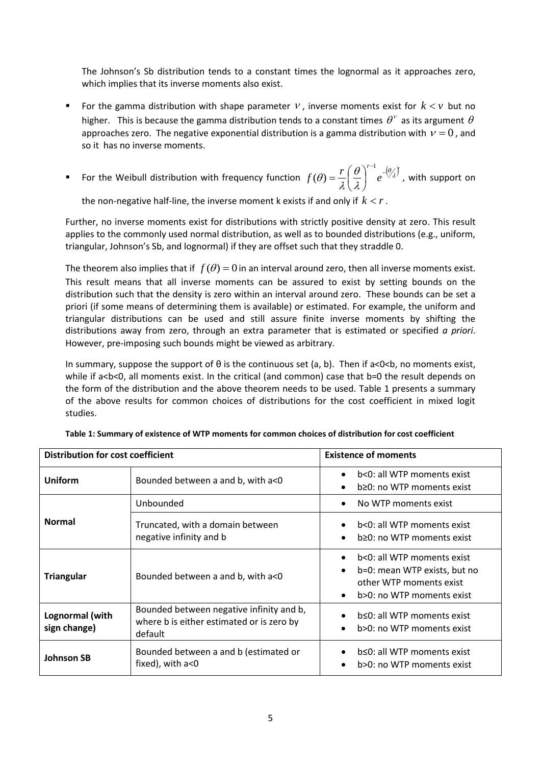The Johnson's Sb distribution tends to a constant times the lognormal as it approaches zero, which implies that its inverse moments also exist.

- For the gamma distribution with shape parameter $\nu$, inverse moments exist for $k < \nu$ but no higher. This is because the gamma distribution tends to a constant times $\theta^{\nu}$ as its argument $\theta$ approaches zero. The negative exponential distribution is a gamma distribution with $\nu = 0$, and so it has no inverse moments.
- For the Weibull distribution with frequency function $f(\theta) = \frac{r}{\lambda}\left(\frac{\theta}{\lambda}\right)^{r-1} e^{-\left(\theta/\lambda\right)^{r}}$, with support on the non-negative half-line, the inverse moment k exists if and only if $k < r$.

Further, no inverse moments exist for distributions with strictly positive density at zero. This result applies to the commonly used normal distribution, as well as to bounded distributions (e.g., uniform, triangular, Johnson's Sb, and lognormal) if they are offset such that they straddle 0.

The theorem also implies that if $f(\theta) = 0$ in an interval around zero, then all inverse moments exist. This result means that all inverse moments can be assured to exist by setting bounds on the distribution such that the density is zero within an interval around zero. These bounds can be set a priori (if some means of determining them is available) or estimated. For example, the uniform and triangular distributions can be used and still assure finite inverse moments by shifting the distributions away from zero, through an extra parameter that is estimated or specified *a priori*. However, pre-imposing such bounds might be viewed as arbitrary.

In summary, suppose the support of θ is the continuous set (a, b). Then if a<0<b, no moments exist, while if a<b<0, all moments exist. In the critical (and common) case that b=0 the result depends on the form of the distribution and the above theorem needs to be used. Table 1 presents a summary of the above results for common choices of distributions for the cost coefficient in mixed logit studies.

**Table 1: Summary of existence of WTP moments for common choices of distribution for cost coefficient**

| **Distribution for cost coefficient** | | **Existence of moments** |
|---|---|---|
| **Uniform** | Bounded between a and b, with a<0 | • b<0: all WTP moments exist<br>• b≥0: no WTP moments exist |
| **Normal** | Unbounded | • No WTP moments exist |
| | Truncated, with a domain between negative infinity and b | • b<0: all WTP moments exist<br>• b≥0: no WTP moments exist |
| **Triangular** | Bounded between a and b, with a<0 | • b<0: all WTP moments exist<br>• b=0: mean WTP exists, but no other WTP moments exist<br>• b>0: no WTP moments exist |
| **Lognormal (with sign change)** | Bounded between negative infinity and b, where b is either estimated or is zero by default | • b≤0: all WTP moments exist<br>• b>0: no WTP moments exist |
| **Johnson SB** | Bounded between a and b (estimated or fixed), with a<0 | • b≤0: all WTP moments exist<br>• b>0: no WTP moments exist |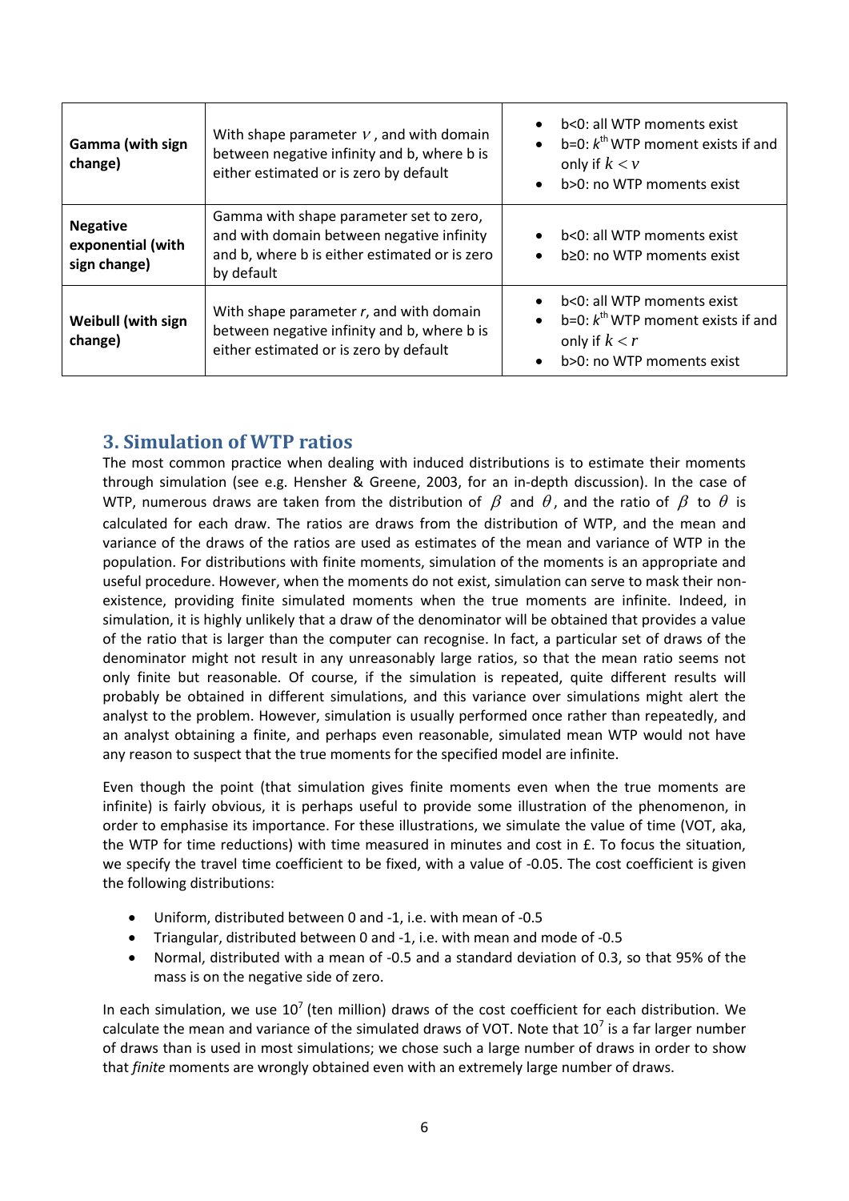| Gamma (with sign change) | With shape parameter $v$, and with domain between negative infinity and b, where b is either estimated or is zero by default | • b<0: all WTP moments exist<br>• b=0: $k^{th}$ WTP moment exists if and only if $k < v$<br>• b>0: no WTP moments exist |
|---|---|---|
| **Negative exponential (with sign change)** | Gamma with shape parameter set to zero, and with domain between negative infinity and b, where b is either estimated or is zero by default | • b<0: all WTP moments exist<br>• b≥0: no WTP moments exist |
| **Weibull (with sign change)** | With shape parameter $r$, and with domain between negative infinity and b, where b is either estimated or is zero by default | • b<0: all WTP moments exist<br>• b=0: $k^{th}$ WTP moment exists if and only if $k < r$<br>• b>0: no WTP moments exist |

## 3. Simulation of WTP ratios

The most common practice when dealing with induced distributions is to estimate their moments through simulation (see e.g. Hensher & Greene, 2003, for an in-depth discussion). In the case of WTP, numerous draws are taken from the distribution of $\beta$ and $\theta$, and the ratio of $\beta$ to $\theta$ is calculated for each draw. The ratios are draws from the distribution of WTP, and the mean and variance of the draws of the ratios are used as estimates of the mean and variance of WTP in the population. For distributions with finite moments, simulation of the moments is an appropriate and useful procedure. However, when the moments do not exist, simulation can serve to mask their non-existence, providing finite simulated moments when the true moments are infinite. Indeed, in simulation, it is highly unlikely that a draw of the denominator will be obtained that provides a value of the ratio that is larger than the computer can recognise. In fact, a particular set of draws of the denominator might not result in any unreasonably large ratios, so that the mean ratio seems not only finite but reasonable. Of course, if the simulation is repeated, quite different results will probably be obtained in different simulations, and this variance over simulations might alert the analyst to the problem. However, simulation is usually performed once rather than repeatedly, and an analyst obtaining a finite, and perhaps even reasonable, simulated mean WTP would not have any reason to suspect that the true moments for the specified model are infinite.

Even though the point (that simulation gives finite moments even when the true moments are infinite) is fairly obvious, it is perhaps useful to provide some illustration of the phenomenon, in order to emphasise its importance. For these illustrations, we simulate the value of time (VOT, aka, the WTP for time reductions) with time measured in minutes and cost in £. To focus the situation, we specify the travel time coefficient to be fixed, with a value of -0.05. The cost coefficient is given the following distributions:

- Uniform, distributed between 0 and -1, i.e. with mean of -0.5
- Triangular, distributed between 0 and -1, i.e. with mean and mode of -0.5
- Normal, distributed with a mean of -0.5 and a standard deviation of 0.3, so that 95% of the mass is on the negative side of zero.

In each simulation, we use $10^7$ (ten million) draws of the cost coefficient for each distribution. We calculate the mean and variance of the simulated draws of VOT. Note that $10^7$ is a far larger number of draws than is used in most simulations; we chose such a large number of draws in order to show that *finite* moments are wrongly obtained even with an extremely large number of draws.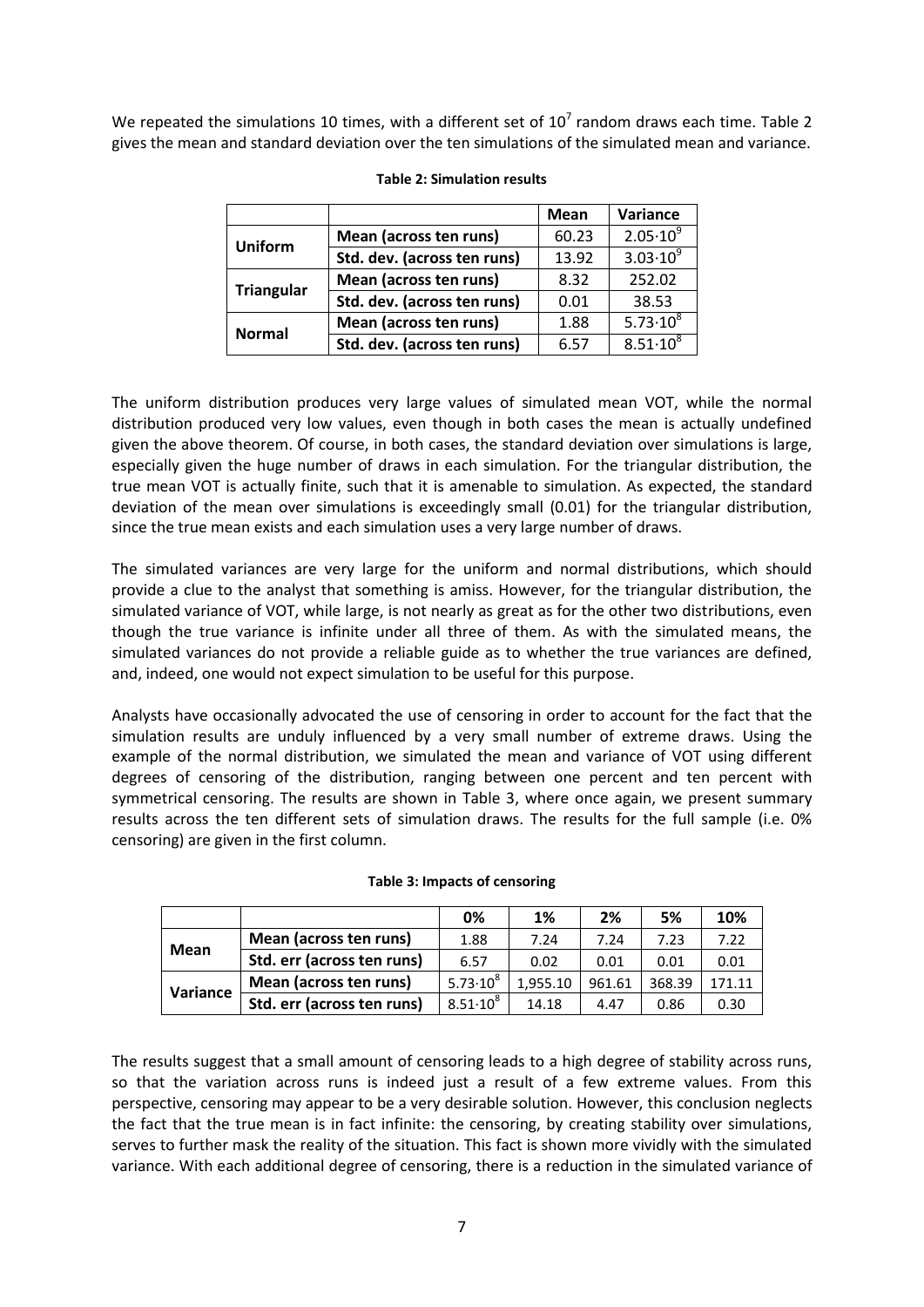We repeated the simulations 10 times, with a different set of $10^7$ random draws each time. Table 2 gives the mean and standard deviation over the ten simulations of the simulated mean and variance.

**Table 2: Simulation results**

| | | Mean | Variance |
|---|---|---|---|
| **Uniform** | **Mean (across ten runs)** | 60.23 | $2.05 \cdot 10^9$ |
| | **Std. dev. (across ten runs)** | 13.92 | $3.03 \cdot 10^9$ |
| **Triangular** | **Mean (across ten runs)** | 8.32 | 252.02 |
| | **Std. dev. (across ten runs)** | 0.01 | 38.53 |
| **Normal** | **Mean (across ten runs)** | 1.88 | $5.73 \cdot 10^8$ |
| | **Std. dev. (across ten runs)** | 6.57 | $8.51 \cdot 10^8$ |

The uniform distribution produces very large values of simulated mean VOT, while the normal distribution produced very low values, even though in both cases the mean is actually undefined given the above theorem. Of course, in both cases, the standard deviation over simulations is large, especially given the huge number of draws in each simulation. For the triangular distribution, the true mean VOT is actually finite, such that it is amenable to simulation. As expected, the standard deviation of the mean over simulations is exceedingly small (0.01) for the triangular distribution, since the true mean exists and each simulation uses a very large number of draws.

The simulated variances are very large for the uniform and normal distributions, which should provide a clue to the analyst that something is amiss. However, for the triangular distribution, the simulated variance of VOT, while large, is not nearly as great as for the other two distributions, even though the true variance is infinite under all three of them. As with the simulated means, the simulated variances do not provide a reliable guide as to whether the true variances are defined, and, indeed, one would not expect simulation to be useful for this purpose.

Analysts have occasionally advocated the use of censoring in order to account for the fact that the simulation results are unduly influenced by a very small number of extreme draws. Using the example of the normal distribution, we simulated the mean and variance of VOT using different degrees of censoring of the distribution, ranging between one percent and ten percent with symmetrical censoring. The results are shown in Table 3, where once again, we present summary results across the ten different sets of simulation draws. The results for the full sample (i.e. 0% censoring) are given in the first column.

**Table 3: Impacts of censoring**

| | | 0% | 1% | 2% | 5% | 10% |
|---|---|---|---|---|---|---|
| **Mean** | **Mean (across ten runs)** | 1.88 | 7.24 | 7.24 | 7.23 | 7.22 |
| | **Std. err (across ten runs)** | 6.57 | 0.02 | 0.01 | 0.01 | 0.01 |
| **Variance** | **Mean (across ten runs)** | $5.73 \cdot 10^8$ | 1,955.10 | 961.61 | 368.39 | 171.11 |
| | **Std. err (across ten runs)** | $8.51 \cdot 10^8$ | 14.18 | 4.47 | 0.86 | 0.30 |

The results suggest that a small amount of censoring leads to a high degree of stability across runs, so that the variation across runs is indeed just a result of a few extreme values. From this perspective, censoring may appear to be a very desirable solution. However, this conclusion neglects the fact that the true mean is in fact infinite: the censoring, by creating stability over simulations, serves to further mask the reality of the situation. This fact is shown more vividly with the simulated variance. With each additional degree of censoring, there is a reduction in the simulated variance of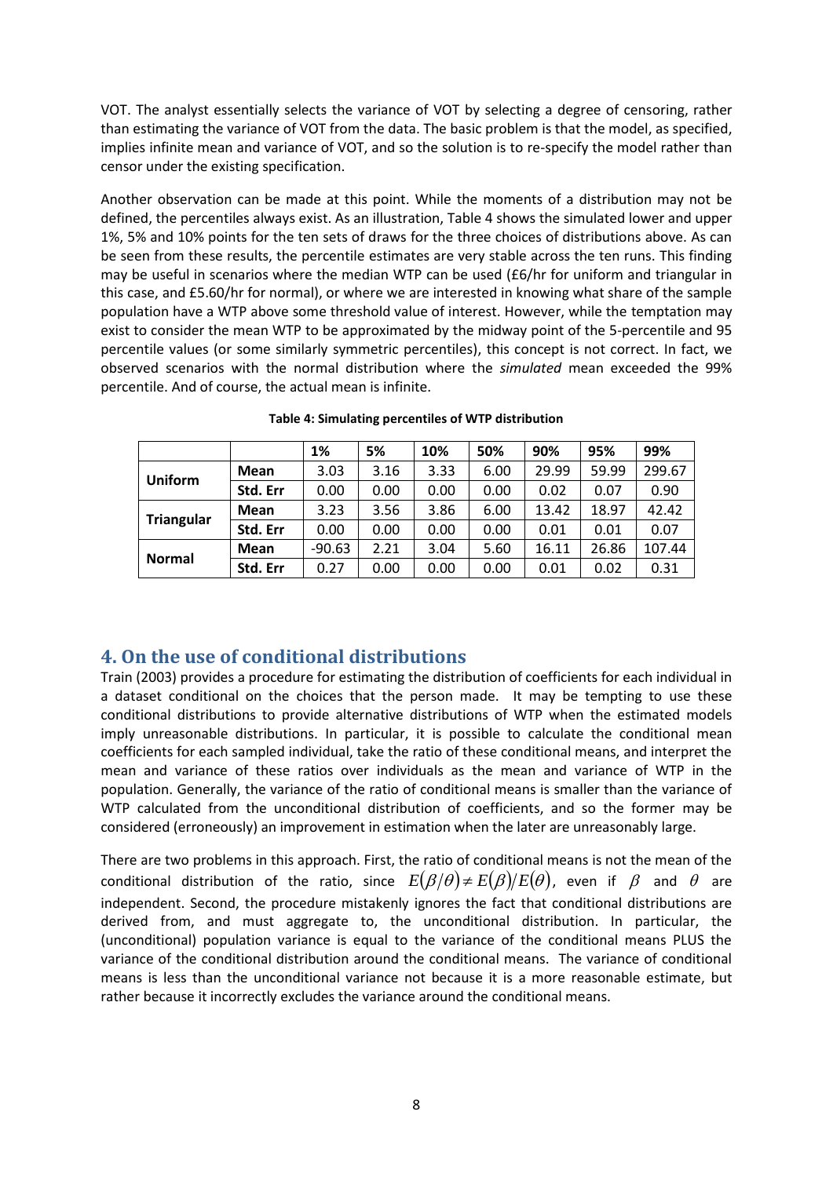VOT. The analyst essentially selects the variance of VOT by selecting a degree of censoring, rather than estimating the variance of VOT from the data. The basic problem is that the model, as specified, implies infinite mean and variance of VOT, and so the solution is to re-specify the model rather than censor under the existing specification.

Another observation can be made at this point. While the moments of a distribution may not be defined, the percentiles always exist. As an illustration, Table 4 shows the simulated lower and upper 1%, 5% and 10% points for the ten sets of draws for the three choices of distributions above. As can be seen from these results, the percentile estimates are very stable across the ten runs. This finding may be useful in scenarios where the median WTP can be used (£6/hr for uniform and triangular in this case, and £5.60/hr for normal), or where we are interested in knowing what share of the sample population have a WTP above some threshold value of interest. However, while the temptation may exist to consider the mean WTP to be approximated by the midway point of the 5-percentile and 95 percentile values (or some similarly symmetric percentiles), this concept is not correct. In fact, we observed scenarios with the normal distribution where the *simulated* mean exceeded the 99% percentile. And of course, the actual mean is infinite.

**Table 4: Simulating percentiles of WTP distribution**

| | | 1% | 5% | 10% | 50% | 90% | 95% | 99% |
|---|---|---|---|---|---|---|---|---|
| **Uniform** | **Mean** | 3.03 | 3.16 | 3.33 | 6.00 | 29.99 | 59.99 | 299.67 |
| | **Std. Err** | 0.00 | 0.00 | 0.00 | 0.00 | 0.02 | 0.07 | 0.90 |
| **Triangular** | **Mean** | 3.23 | 3.56 | 3.86 | 6.00 | 13.42 | 18.97 | 42.42 |
| | **Std. Err** | 0.00 | 0.00 | 0.00 | 0.00 | 0.01 | 0.01 | 0.07 |
| **Normal** | **Mean** | -90.63 | 2.21 | 3.04 | 5.60 | 16.11 | 26.86 | 107.44 |
| | **Std. Err** | 0.27 | 0.00 | 0.00 | 0.00 | 0.01 | 0.02 | 0.31 |

## 4. On the use of conditional distributions

Train (2003) provides a procedure for estimating the distribution of coefficients for each individual in a dataset conditional on the choices that the person made. It may be tempting to use these conditional distributions to provide alternative distributions of WTP when the estimated models imply unreasonable distributions. In particular, it is possible to calculate the conditional mean coefficients for each sampled individual, take the ratio of these conditional means, and interpret the mean and variance of these ratios over individuals as the mean and variance of WTP in the population. Generally, the variance of the ratio of conditional means is smaller than the variance of WTP calculated from the unconditional distribution of coefficients, and so the former may be considered (erroneously) an improvement in estimation when the later are unreasonably large.

There are two problems in this approach. First, the ratio of conditional means is not the mean of the conditional distribution of the ratio, since $E(\beta/\theta) \neq E(\beta)/E(\theta)$, even if $\beta$ and $\theta$ are independent. Second, the procedure mistakenly ignores the fact that conditional distributions are derived from, and must aggregate to, the unconditional distribution. In particular, the (unconditional) population variance is equal to the variance of the conditional means PLUS the variance of the conditional distribution around the conditional means. The variance of conditional means is less than the unconditional variance not because it is a more reasonable estimate, but rather because it incorrectly excludes the variance around the conditional means.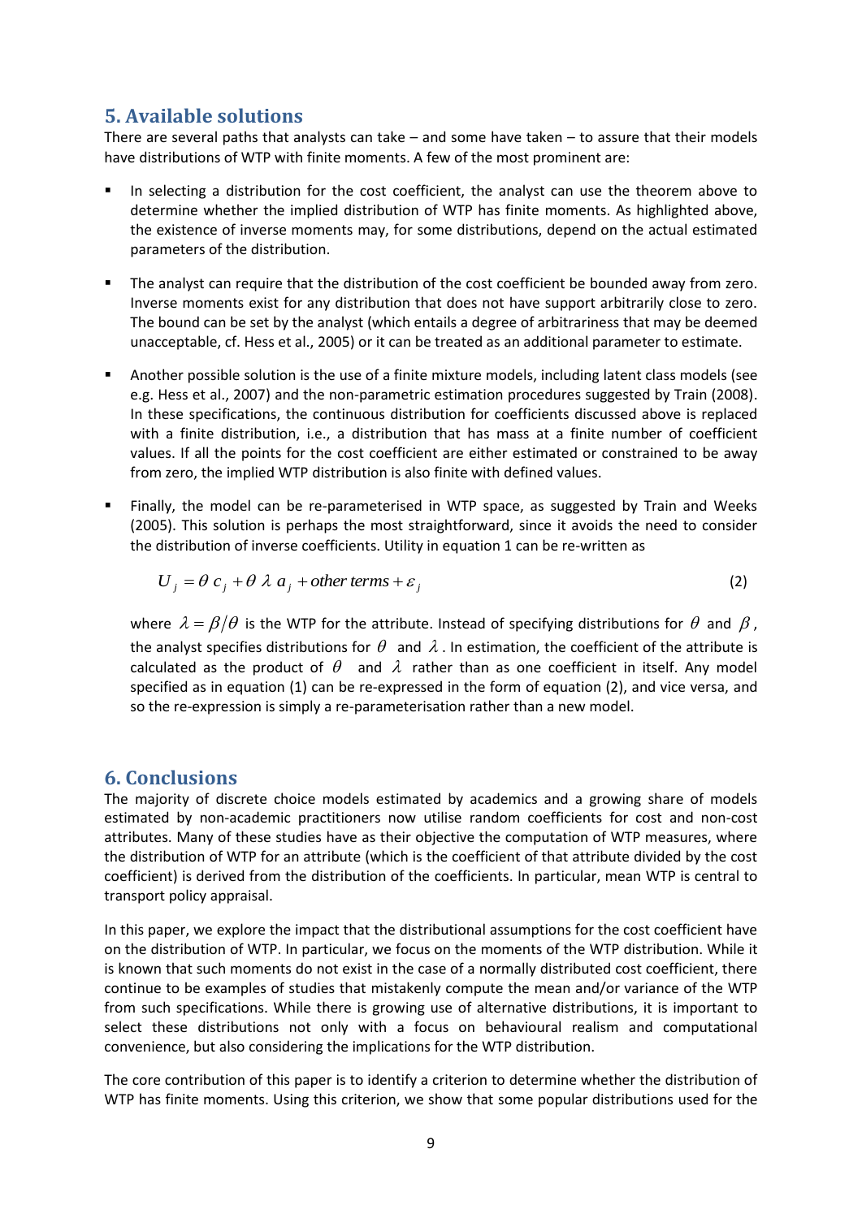## 5. Available solutions

There are several paths that analysts can take – and some have taken – to assure that their models have distributions of WTP with finite moments. A few of the most prominent are:

- In selecting a distribution for the cost coefficient, the analyst can use the theorem above to determine whether the implied distribution of WTP has finite moments. As highlighted above, the existence of inverse moments may, for some distributions, depend on the actual estimated parameters of the distribution.

- The analyst can require that the distribution of the cost coefficient be bounded away from zero. Inverse moments exist for any distribution that does not have support arbitrarily close to zero. The bound can be set by the analyst (which entails a degree of arbitrariness that may be deemed unacceptable, cf. Hess et al., 2005) or it can be treated as an additional parameter to estimate.

- Another possible solution is the use of a finite mixture models, including latent class models (see e.g. Hess et al., 2007) and the non-parametric estimation procedures suggested by Train (2008). In these specifications, the continuous distribution for coefficients discussed above is replaced with a finite distribution, i.e., a distribution that has mass at a finite number of coefficient values. If all the points for the cost coefficient are either estimated or constrained to be away from zero, the implied WTP distribution is also finite with defined values.

- Finally, the model can be re-parameterised in WTP space, as suggested by Train and Weeks (2005). This solution is perhaps the most straightforward, since it avoids the need to consider the distribution of inverse coefficients. Utility in equation 1 can be re-written as

$$U_j = \theta\, c_j + \theta\, \lambda\, a_j + \text{other terms} + \varepsilon_j \tag{2}$$

  where $\lambda = \beta/\theta$ is the WTP for the attribute. Instead of specifying distributions for $\theta$ and $\beta$, the analyst specifies distributions for $\theta$ and $\lambda$. In estimation, the coefficient of the attribute is calculated as the product of $\theta$ and $\lambda$ rather than as one coefficient in itself. Any model specified as in equation (1) can be re-expressed in the form of equation (2), and vice versa, and so the re-expression is simply a re-parameterisation rather than a new model.

## 6. Conclusions

The majority of discrete choice models estimated by academics and a growing share of models estimated by non-academic practitioners now utilise random coefficients for cost and non-cost attributes. Many of these studies have as their objective the computation of WTP measures, where the distribution of WTP for an attribute (which is the coefficient of that attribute divided by the cost coefficient) is derived from the distribution of the coefficients. In particular, mean WTP is central to transport policy appraisal.

In this paper, we explore the impact that the distributional assumptions for the cost coefficient have on the distribution of WTP. In particular, we focus on the moments of the WTP distribution. While it is known that such moments do not exist in the case of a normally distributed cost coefficient, there continue to be examples of studies that mistakenly compute the mean and/or variance of the WTP from such specifications. While there is growing use of alternative distributions, it is important to select these distributions not only with a focus on behavioural realism and computational convenience, but also considering the implications for the WTP distribution.

The core contribution of this paper is to identify a criterion to determine whether the distribution of WTP has finite moments. Using this criterion, we show that some popular distributions used for the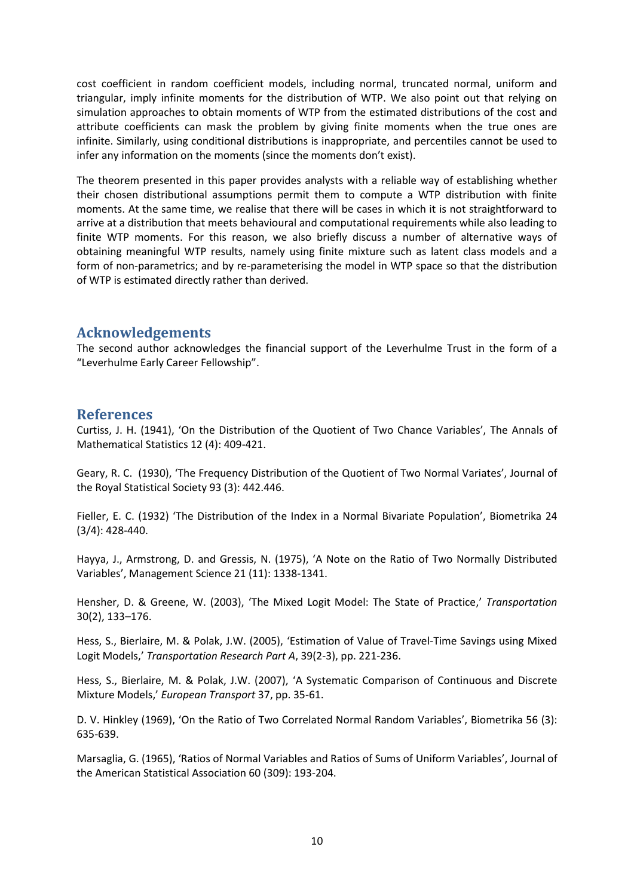cost coefficient in random coefficient models, including normal, truncated normal, uniform and triangular, imply infinite moments for the distribution of WTP. We also point out that relying on simulation approaches to obtain moments of WTP from the estimated distributions of the cost and attribute coefficients can mask the problem by giving finite moments when the true ones are infinite. Similarly, using conditional distributions is inappropriate, and percentiles cannot be used to infer any information on the moments (since the moments don't exist).

The theorem presented in this paper provides analysts with a reliable way of establishing whether their chosen distributional assumptions permit them to compute a WTP distribution with finite moments. At the same time, we realise that there will be cases in which it is not straightforward to arrive at a distribution that meets behavioural and computational requirements while also leading to finite WTP moments. For this reason, we also briefly discuss a number of alternative ways of obtaining meaningful WTP results, namely using finite mixture such as latent class models and a form of non-parametrics; and by re-parameterising the model in WTP space so that the distribution of WTP is estimated directly rather than derived.

## Acknowledgements

The second author acknowledges the financial support of the Leverhulme Trust in the form of a "Leverhulme Early Career Fellowship".

## References

Curtiss, J. H. (1941), 'On the Distribution of the Quotient of Two Chance Variables', The Annals of Mathematical Statistics 12 (4): 409-421.

Geary, R. C. (1930), 'The Frequency Distribution of the Quotient of Two Normal Variates', Journal of the Royal Statistical Society 93 (3): 442.446.

Fieller, E. C. (1932) 'The Distribution of the Index in a Normal Bivariate Population', Biometrika 24 (3/4): 428-440.

Hayya, J., Armstrong, D. and Gressis, N. (1975), 'A Note on the Ratio of Two Normally Distributed Variables', Management Science 21 (11): 1338-1341.

Hensher, D. & Greene, W. (2003), 'The Mixed Logit Model: The State of Practice,' *Transportation* 30(2), 133–176.

Hess, S., Bierlaire, M. & Polak, J.W. (2005), 'Estimation of Value of Travel-Time Savings using Mixed Logit Models,' *Transportation Research Part A*, 39(2-3), pp. 221-236.

Hess, S., Bierlaire, M. & Polak, J.W. (2007), 'A Systematic Comparison of Continuous and Discrete Mixture Models,' *European Transport* 37, pp. 35-61.

D. V. Hinkley (1969), 'On the Ratio of Two Correlated Normal Random Variables', Biometrika 56 (3): 635-639.

Marsaglia, G. (1965), 'Ratios of Normal Variables and Ratios of Sums of Uniform Variables', Journal of the American Statistical Association 60 (309): 193-204.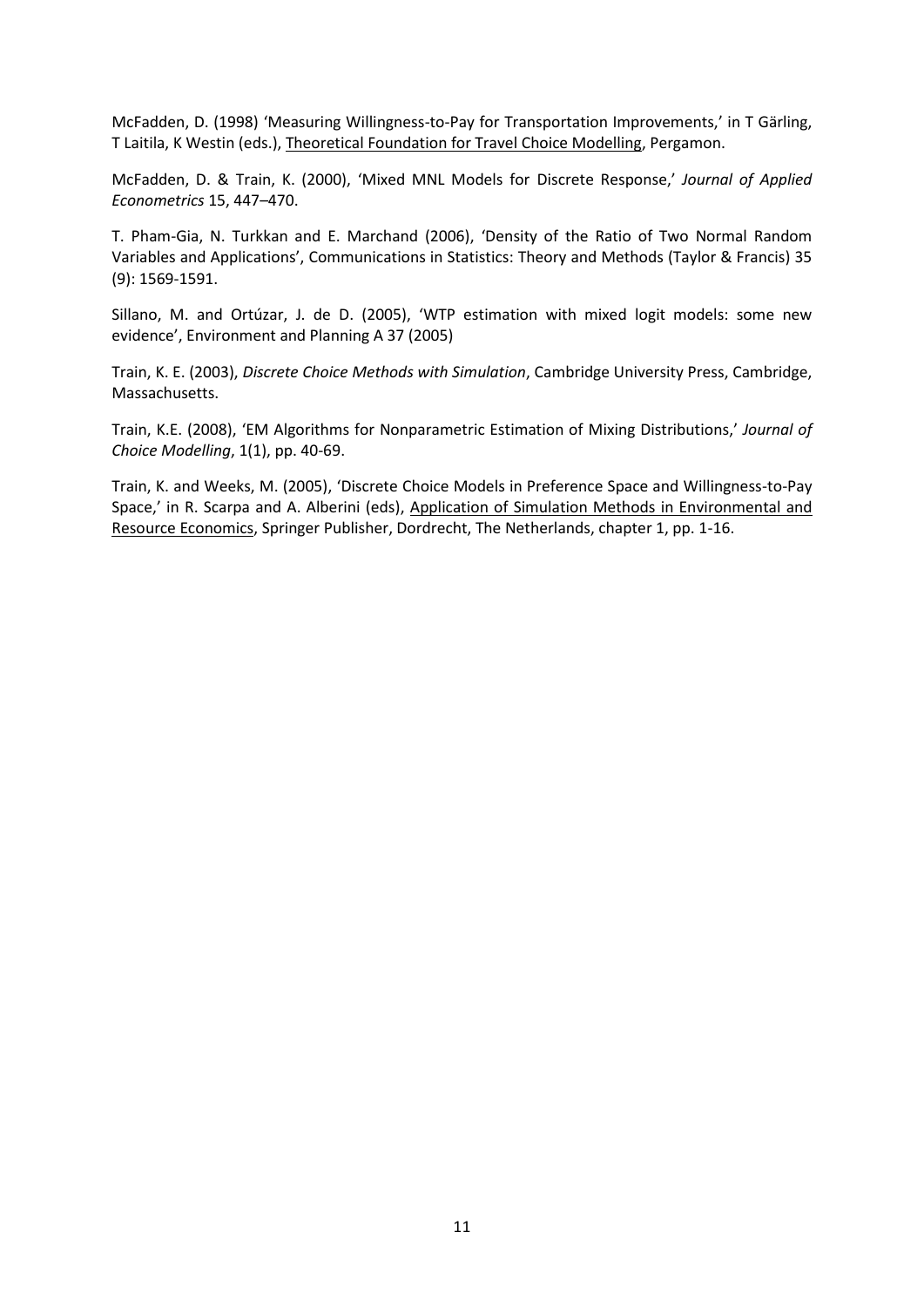McFadden, D. (1998) 'Measuring Willingness-to-Pay for Transportation Improvements,' in T Gärling, T Laitila, K Westin (eds.), Theoretical Foundation for Travel Choice Modelling, Pergamon.

McFadden, D. & Train, K. (2000), 'Mixed MNL Models for Discrete Response,' *Journal of Applied Econometrics* 15, 447–470.

T. Pham-Gia, N. Turkkan and E. Marchand (2006), 'Density of the Ratio of Two Normal Random Variables and Applications', Communications in Statistics: Theory and Methods (Taylor & Francis) 35 (9): 1569-1591.

Sillano, M. and Ortúzar, J. de D. (2005), 'WTP estimation with mixed logit models: some new evidence', Environment and Planning A 37 (2005)

Train, K. E. (2003), *Discrete Choice Methods with Simulation*, Cambridge University Press, Cambridge, Massachusetts.

Train, K.E. (2008), 'EM Algorithms for Nonparametric Estimation of Mixing Distributions,' *Journal of Choice Modelling*, 1(1), pp. 40-69.

Train, K. and Weeks, M. (2005), 'Discrete Choice Models in Preference Space and Willingness-to-Pay Space,' in R. Scarpa and A. Alberini (eds), Application of Simulation Methods in Environmental and Resource Economics, Springer Publisher, Dordrecht, The Netherlands, chapter 1, pp. 1-16.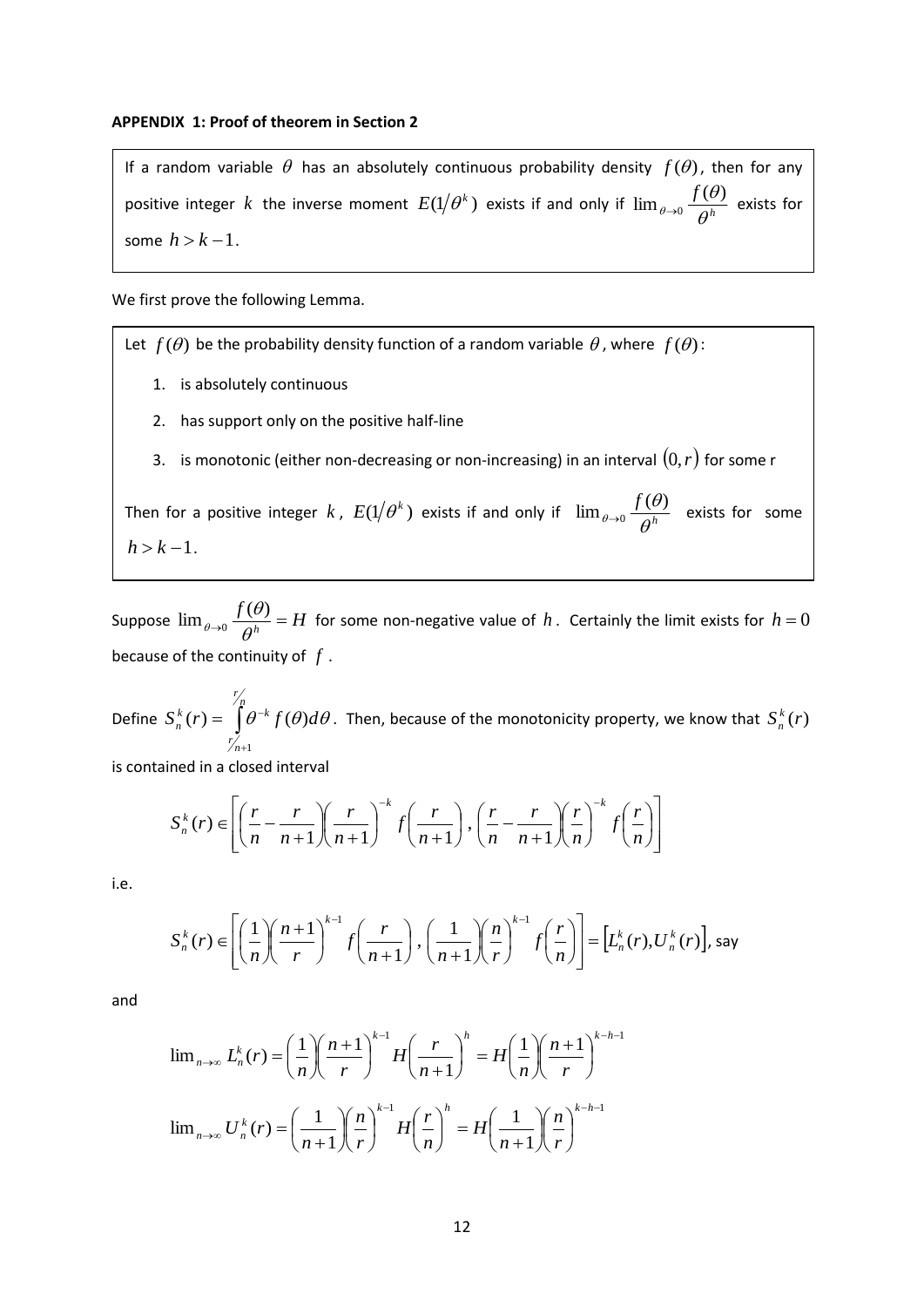**APPENDIX 1: Proof of theorem in Section 2**

> If a random variable $\theta$ has an absolutely continuous probability density $f(\theta)$, then for any positive integer $k$ the inverse moment $E(1/\theta^k)$ exists if and only if $\lim_{\theta \to 0} \frac{f(\theta)}{\theta^h}$ exists for some $h > k-1$.

We first prove the following Lemma.

> Let $f(\theta)$ be the probability density function of a random variable $\theta$, where $f(\theta)$:
>
> 1. is absolutely continuous
> 2. has support only on the positive half-line
> 3. is monotonic (either non-decreasing or non-increasing) in an interval $(0, r)$ for some r
>
> Then for a positive integer $k$, $E(1/\theta^k)$ exists if and only if $\lim_{\theta \to 0} \frac{f(\theta)}{\theta^h}$ exists for some $h > k-1$.

Suppose $\lim_{\theta \to 0} \frac{f(\theta)}{\theta^h} = H$ for some non-negative value of $h$. Certainly the limit exists for $h = 0$ because of the continuity of $f$.

Define $S_n^k(r) = \int_{r/(n+1)}^{r/n} \theta^{-k} f(\theta) d\theta$. Then, because of the monotonicity property, we know that $S_n^k(r)$ is contained in a closed interval

$$S_n^k(r) \in \left[ \left( \frac{r}{n} - \frac{r}{n+1} \right) \left( \frac{r}{n+1} \right)^{-k} f\left( \frac{r}{n+1} \right), \left( \frac{r}{n} - \frac{r}{n+1} \right) \left( \frac{r}{n} \right)^{-k} f\left( \frac{r}{n} \right) \right]$$

i.e.

$$S_n^k(r) \in \left[ \left( \frac{1}{n} \right) \left( \frac{n+1}{r} \right)^{k-1} f\left( \frac{r}{n+1} \right), \left( \frac{1}{n+1} \right) \left( \frac{n}{r} \right)^{k-1} f\left( \frac{r}{n} \right) \right] = \left[ L_n^k(r), U_n^k(r) \right], \text{ say}$$

and

$$\lim_{n \to \infty} L_n^k(r) = \left( \frac{1}{n} \right) \left( \frac{n+1}{r} \right)^{k-1} H \left( \frac{r}{n+1} \right)^h = H \left( \frac{1}{n} \right) \left( \frac{n+1}{r} \right)^{k-h-1}$$

$$\lim_{n \to \infty} U_n^k(r) = \left( \frac{1}{n+1} \right) \left( \frac{n}{r} \right)^{k-1} H \left( \frac{r}{n} \right)^h = H \left( \frac{1}{n+1} \right) \left( \frac{n}{r} \right)^{k-h-1}$$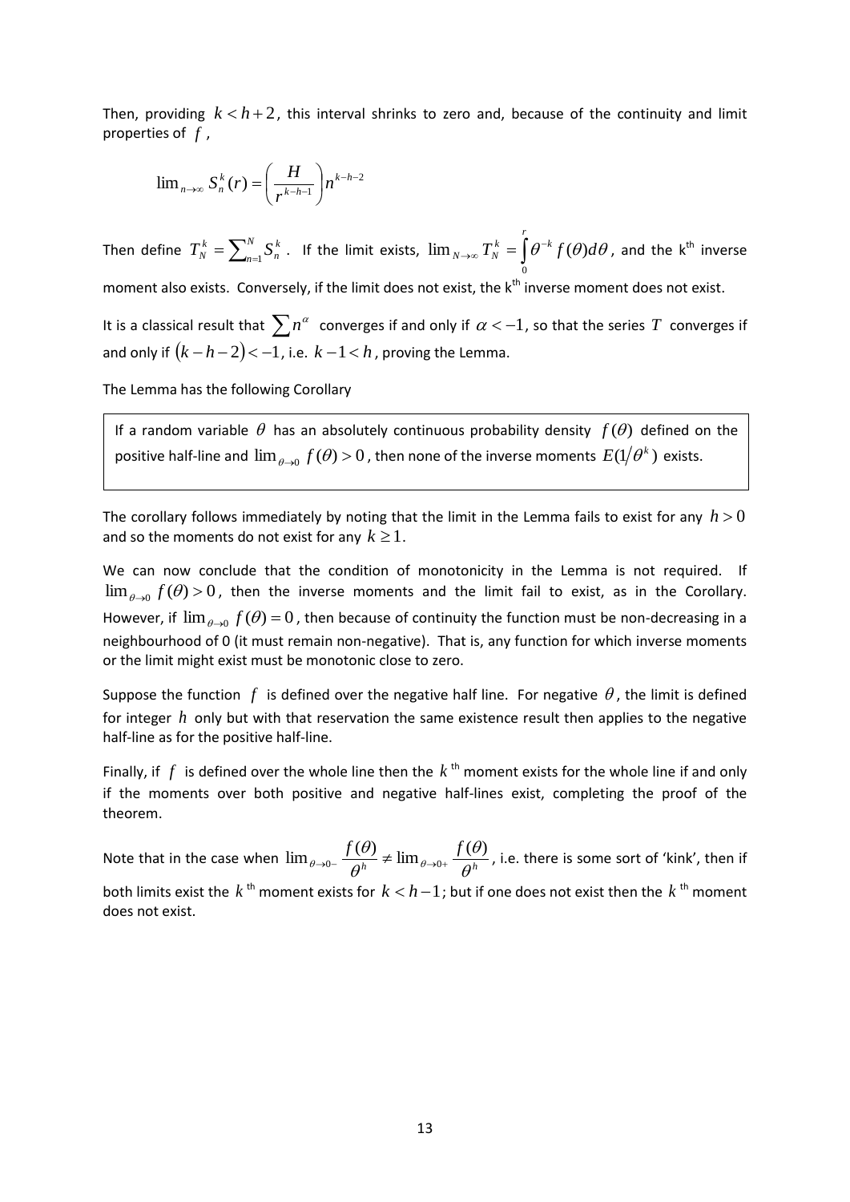Then, providing $k < h+2$, this interval shrinks to zero and, because of the continuity and limit properties of $f$,

$$\lim_{n\to\infty} S_n^k(r) = \left(\frac{H}{r^{k-h-1}}\right) n^{k-h-2}$$

Then define $T_N^k = \sum_{n=1}^{N} S_n^k$. If the limit exists, $\lim_{N\to\infty} T_N^k = \int_0^r \theta^{-k} f(\theta) d\theta$, and the k[th] inverse moment also exists. Conversely, if the limit does not exist, the k[th] inverse moment does not exist.

It is a classical result that $\sum n^{\alpha}$ converges if and only if $\alpha < -1$, so that the series $T$ converges if and only if $(k-h-2) < -1$, i.e. $k-1 < h$, proving the Lemma.

The Lemma has the following Corollary

> If a random variable $\theta$ has an absolutely continuous probability density $f(\theta)$ defined on the positive half-line and $\lim_{\theta\to 0} f(\theta) > 0$, then none of the inverse moments $E(1/\theta^k)$ exists.

The corollary follows immediately by noting that the limit in the Lemma fails to exist for any $h > 0$ and so the moments do not exist for any $k \geq 1$.

We can now conclude that the condition of monotonicity in the Lemma is not required. If $\lim_{\theta\to 0} f(\theta) > 0$, then the inverse moments and the limit fail to exist, as in the Corollary. However, if $\lim_{\theta\to 0} f(\theta) = 0$, then because of continuity the function must be non-decreasing in a neighbourhood of 0 (it must remain non-negative). That is, any function for which inverse moments or the limit might exist must be monotonic close to zero.

Suppose the function $f$ is defined over the negative half line. For negative $\theta$, the limit is defined for integer $h$ only but with that reservation the same existence result then applies to the negative half-line as for the positive half-line.

Finally, if $f$ is defined over the whole line then the $k$[th] moment exists for the whole line if and only if the moments over both positive and negative half-lines exist, completing the proof of the theorem.

Note that in the case when $\lim_{\theta\to 0-} \frac{f(\theta)}{\theta^h} \neq \lim_{\theta\to 0+} \frac{f(\theta)}{\theta^h}$, i.e. there is some sort of 'kink', then if both limits exist the $k$[th] moment exists for $k < h-1$; but if one does not exist then the $k$[th] moment does not exist.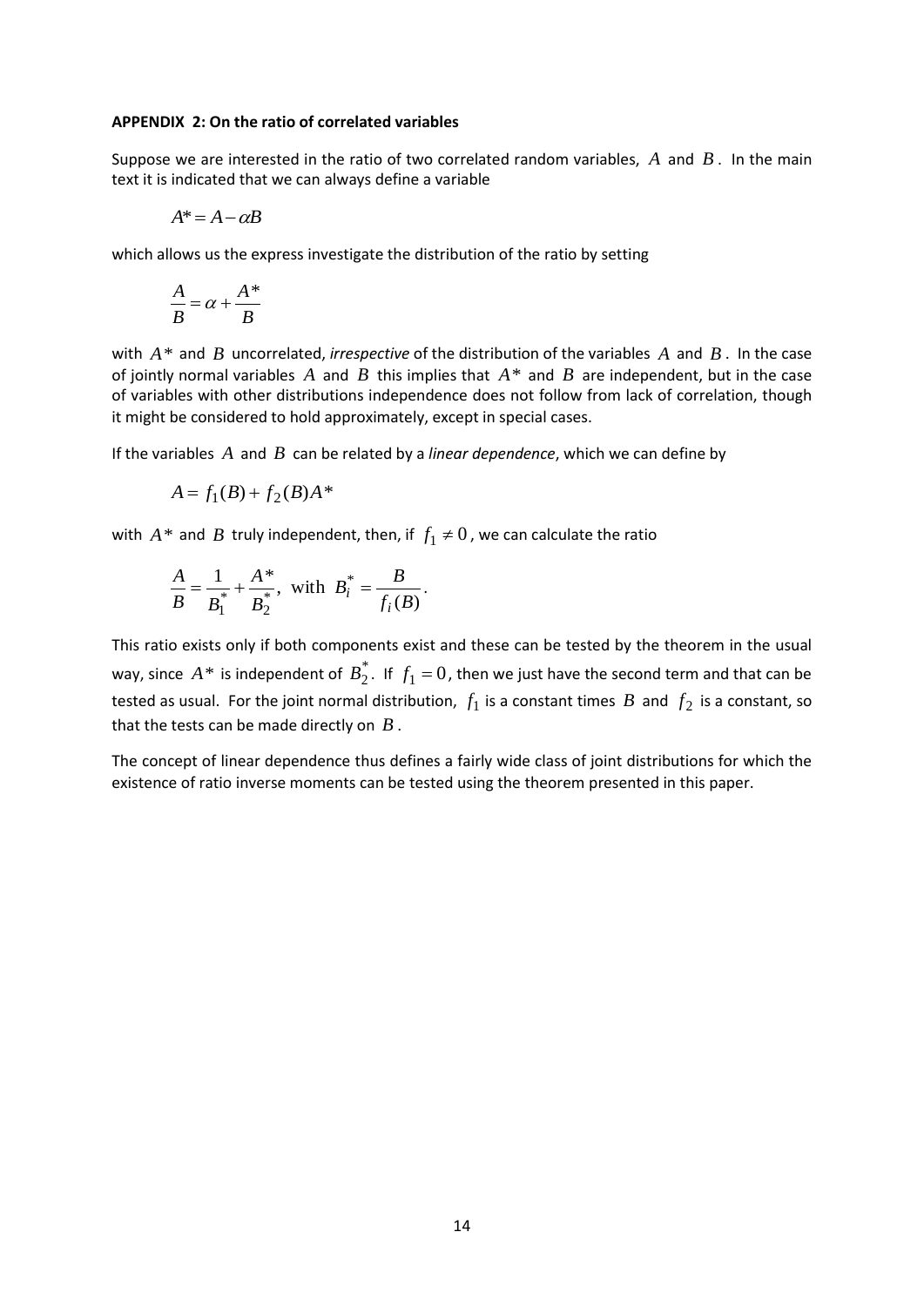**APPENDIX 2: On the ratio of correlated variables**

Suppose we are interested in the ratio of two correlated random variables, $A$ and $B$. In the main text it is indicated that we can always define a variable

$$A^* = A - \alpha B$$

which allows us the express investigate the distribution of the ratio by setting

$$\frac{A}{B} = \alpha + \frac{A^*}{B}$$

with $A^*$ and $B$ uncorrelated, *irrespective* of the distribution of the variables $A$ and $B$. In the case of jointly normal variables $A$ and $B$ this implies that $A^*$ and $B$ are independent, but in the case of variables with other distributions independence does not follow from lack of correlation, though it might be considered to hold approximately, except in special cases.

If the variables $A$ and $B$ can be related by a *linear dependence*, which we can define by

$$A = f_1(B) + f_2(B)A^*$$

with $A^*$ and $B$ truly independent, then, if $f_1 \neq 0$, we can calculate the ratio

$$\frac{A}{B} = \frac{1}{B_1^*} + \frac{A^*}{B_2^*}, \text{ with } B_i^* = \frac{B}{f_i(B)}.$$

This ratio exists only if both components exist and these can be tested by the theorem in the usual way, since $A^*$ is independent of $B_2^*$. If $f_1 = 0$, then we just have the second term and that can be tested as usual. For the joint normal distribution, $f_1$ is a constant times $B$ and $f_2$ is a constant, so that the tests can be made directly on $B$.

The concept of linear dependence thus defines a fairly wide class of joint distributions for which the existence of ratio inverse moments can be tested using the theorem presented in this paper.